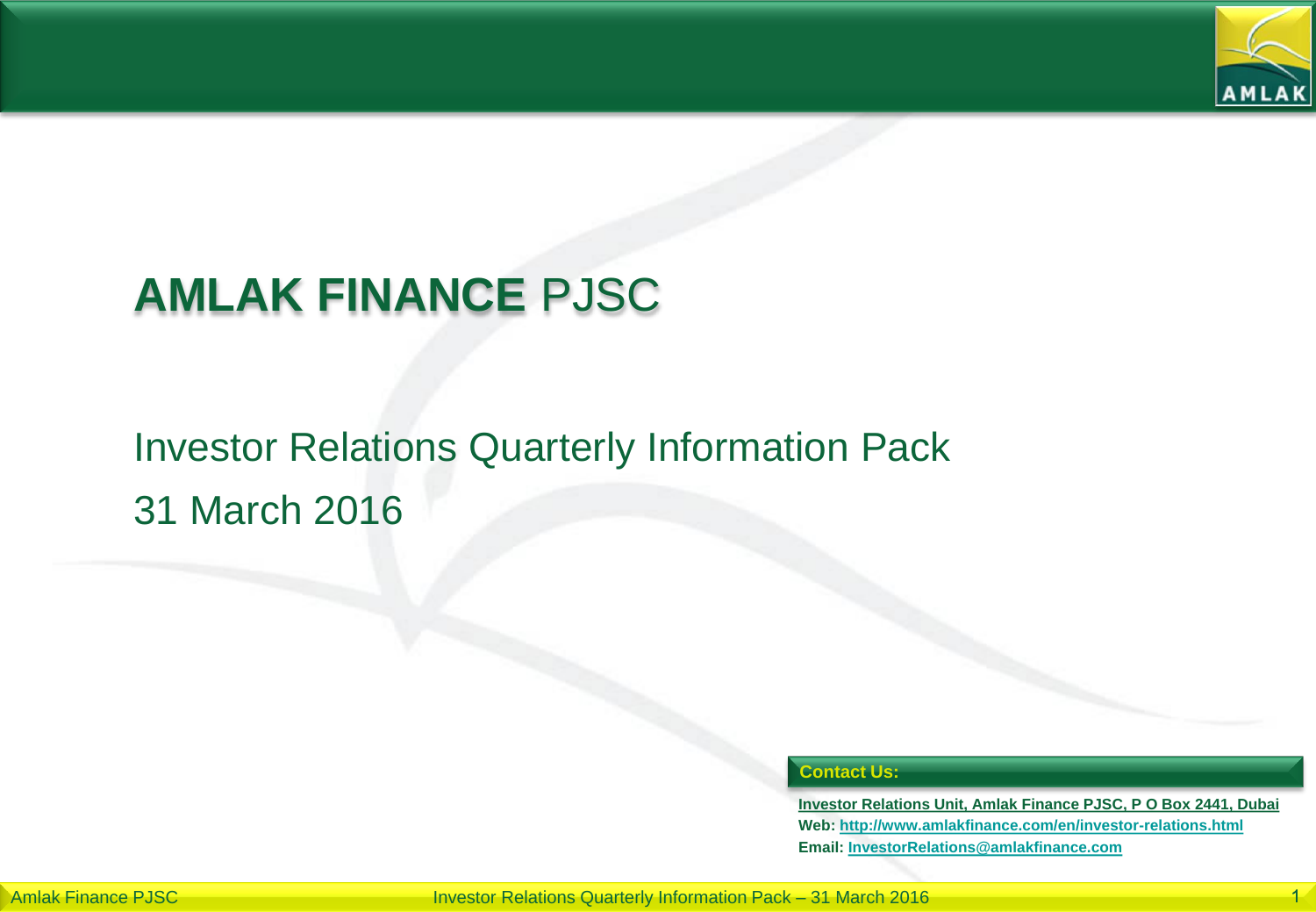# AMLAK FINANCE PJSC

## Investor Relations Quarterly Information Pack

## 31 March 2016

**Contact Us:**

**Investor Relations Unit, Amlak Finance PJSC, P O Box 2441, Dubai**

**Web: http://www.amlakfinance.com/en/investor-relations.html**

**Email: InvestorRelations@amlakfinance.com**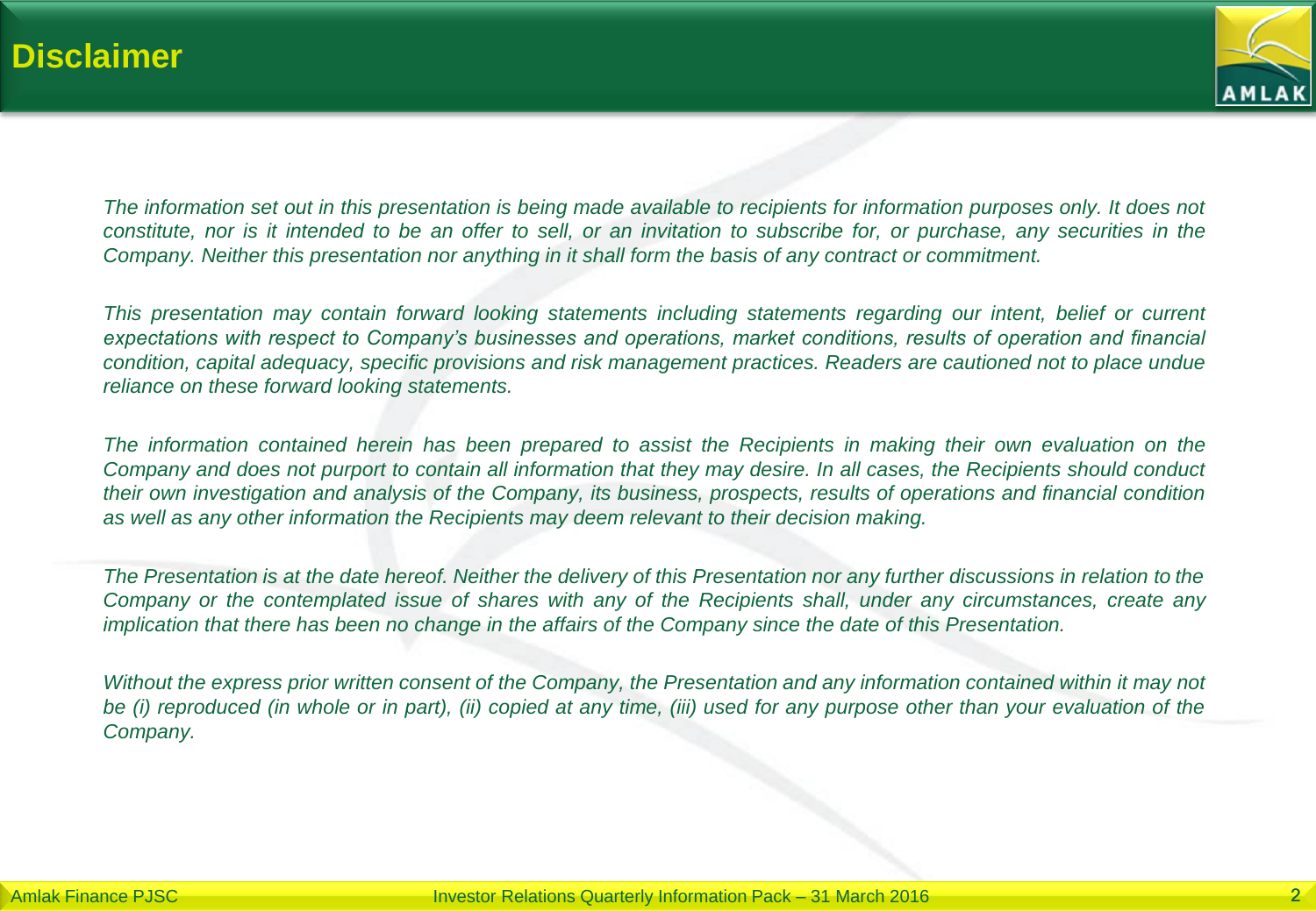# Disclaimer

*The information set out in this presentation is being made available to recipients for information purposes only. It does not constitute, nor is it intended to be an offer to sell, or an invitation to subscribe for, or purchase, any securities in the Company. Neither this presentation nor anything in it shall form the basis of any contract or commitment.*

*This presentation may contain forward looking statements including statements regarding our intent, belief or current expectations with respect to Company's businesses and operations, market conditions, results of operation and financial condition, capital adequacy, specific provisions and risk management practices. Readers are cautioned not to place undue reliance on these forward looking statements.*

*The information contained herein has been prepared to assist the Recipients in making their own evaluation on the Company and does not purport to contain all information that they may desire. In all cases, the Recipients should conduct their own investigation and analysis of the Company, its business, prospects, results of operations and financial condition as well as any other information the Recipients may deem relevant to their decision making.*

*The Presentation is at the date hereof. Neither the delivery of this Presentation nor any further discussions in relation to the Company or the contemplated issue of shares with any of the Recipients shall, under any circumstances, create any implication that there has been no change in the affairs of the Company since the date of this Presentation.*

*Without the express prior written consent of the Company, the Presentation and any information contained within it may not be (i) reproduced (in whole or in part), (ii) copied at any time, (iii) used for any purpose other than your evaluation of the Company.*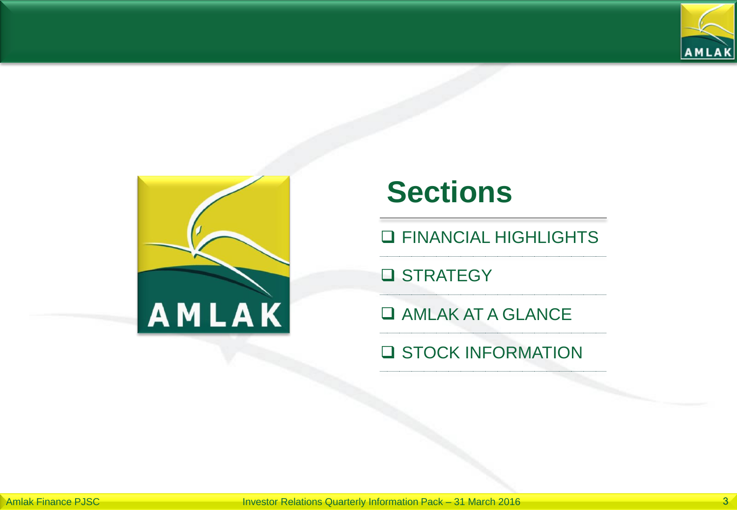# Sections

- FINANCIAL HIGHLIGHTS
- STRATEGY
- AMLAK AT A GLANCE
- STOCK INFORMATION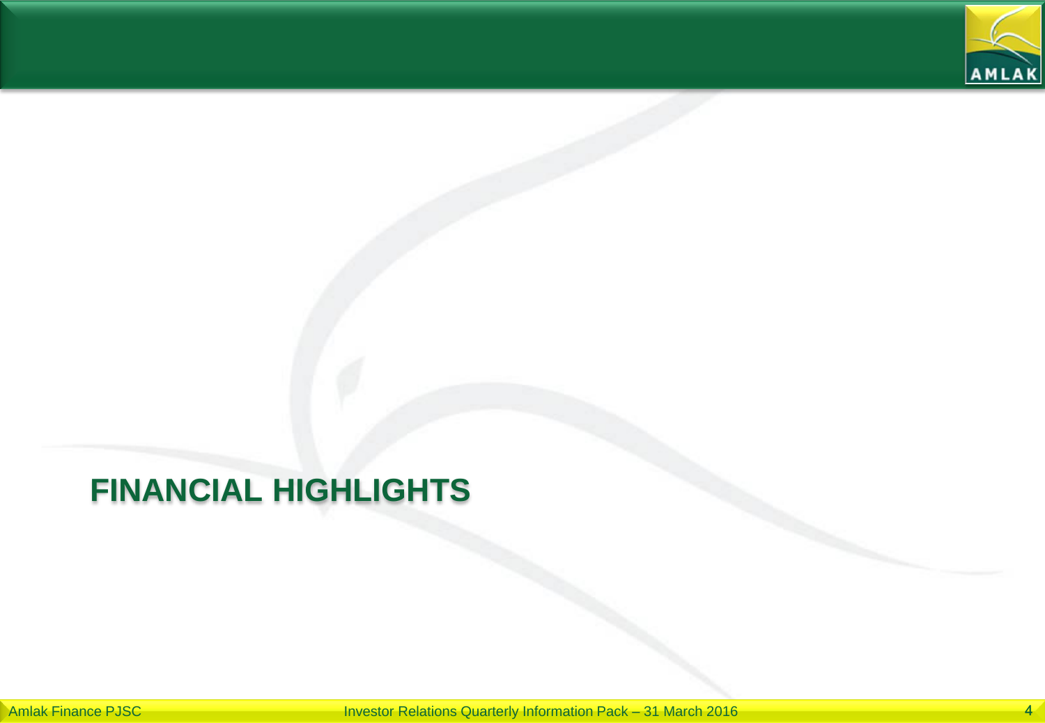# FINANCIAL HIGHLIGHTS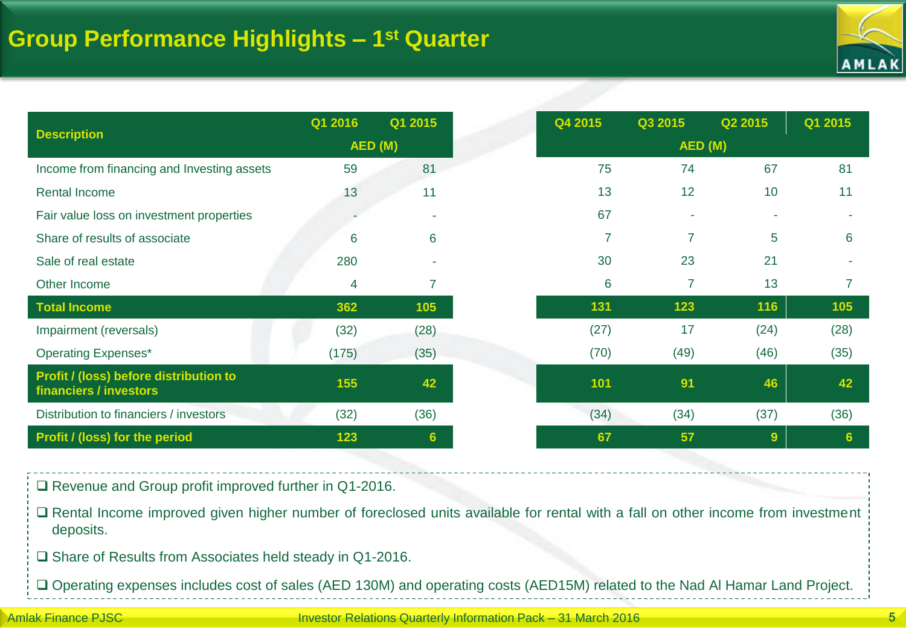# Group Performance Highlights – 1st Quarter

| Description | Q1 2016 | Q1 2015 |
|---|---|---|
| | AED (M) | |
| Income from financing and Investing assets | 59 | 81 |
| Rental Income | 13 | 11 |
| Fair value loss on investment properties | - | - |
| Share of results of associate | 6 | 6 |
| Sale of real estate | 280 | - |
| Other Income | 4 | 7 |
| **Total Income** | **362** | **105** |
| Impairment (reversals) | (32) | (28) |
| Operating Expenses* | (175) | (35) |
| **Profit / (loss) before distribution to financiers / investors** | **155** | **42** |
| Distribution to financiers / investors | (32) | (36) |
| **Profit / (loss) for the period** | **123** | **6** |

| Description | Q4 2015 | Q3 2015 | Q2 2015 | Q1 2015 |
|---|---|---|---|---|
| | AED (M) | | | |
| Income from financing and Investing assets | 75 | 74 | 67 | 81 |
| Rental Income | 13 | 12 | 10 | 11 |
| Fair value loss on investment properties | 67 | - | - | - |
| Share of results of associate | 7 | 7 | 5 | 6 |
| Sale of real estate | 30 | 23 | 21 | - |
| Other Income | 6 | 7 | 13 | 7 |
| **Total Income** | **131** | **123** | **116** | **105** |
| Impairment (reversals) | (27) | 17 | (24) | (28) |
| Operating Expenses* | (70) | (49) | (46) | (35) |
| **Profit / (loss) before distribution to financiers / investors** | **101** | **91** | **46** | **42** |
| Distribution to financiers / investors | (34) | (34) | (37) | (36) |
| **Profit / (loss) for the period** | **67** | **57** | **9** | **6** |

- Revenue and Group profit improved further in Q1-2016.
- Rental Income improved given higher number of foreclosed units available for rental with a fall on other income from investment deposits.
- Share of Results from Associates held steady in Q1-2016.
- Operating expenses includes cost of sales (AED 130M) and operating costs (AED15M) related to the Nad Al Hamar Land Project.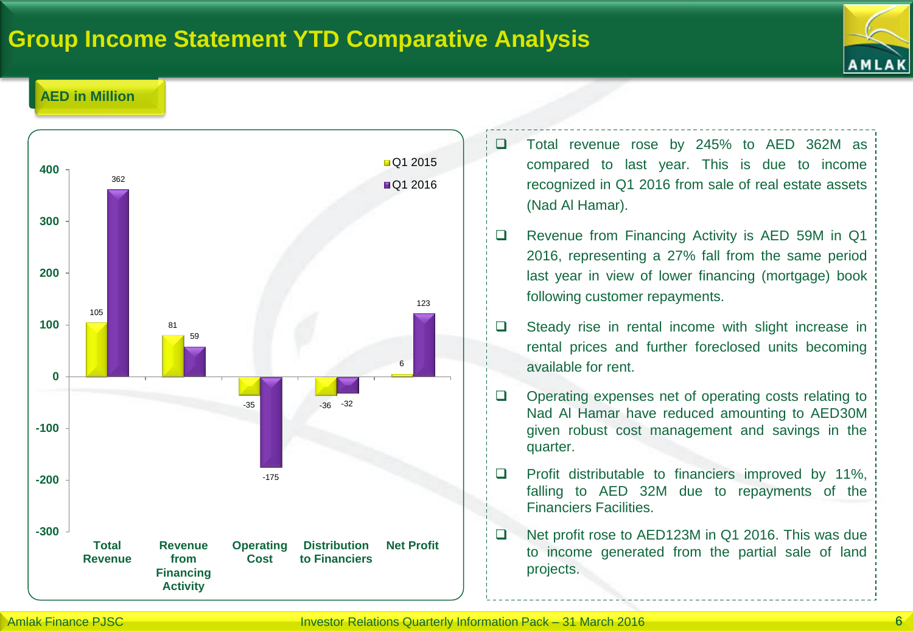# Group Income Statement YTD Comparative Analysis

**AED in Million**

| | Q1 2015 | Q1 2016 |
|---|---|---|
| Total Revenue | 105 | 362 |
| Revenue from Financing Activity | 81 | 59 |
| Operating Cost | -35 | -175 |
| Distribution to Financiers | -36 | -32 |
| Net Profit | 6 | 123 |

- Total revenue rose by 245% to AED 362M as compared to last year. This is due to income recognized in Q1 2016 from sale of real estate assets (Nad Al Hamar).
- Revenue from Financing Activity is AED 59M in Q1 2016, representing a 27% fall from the same period last year in view of lower financing (mortgage) book following customer repayments.
- Steady rise in rental income with slight increase in rental prices and further foreclosed units becoming available for rent.
- Operating expenses net of operating costs relating to Nad Al Hamar have reduced amounting to AED30M given robust cost management and savings in the quarter.
- Profit distributable to financiers improved by 11%, falling to AED 32M due to repayments of the Financiers Facilities.
- Net profit rose to AED123M in Q1 2016. This was due to income generated from the partial sale of land projects.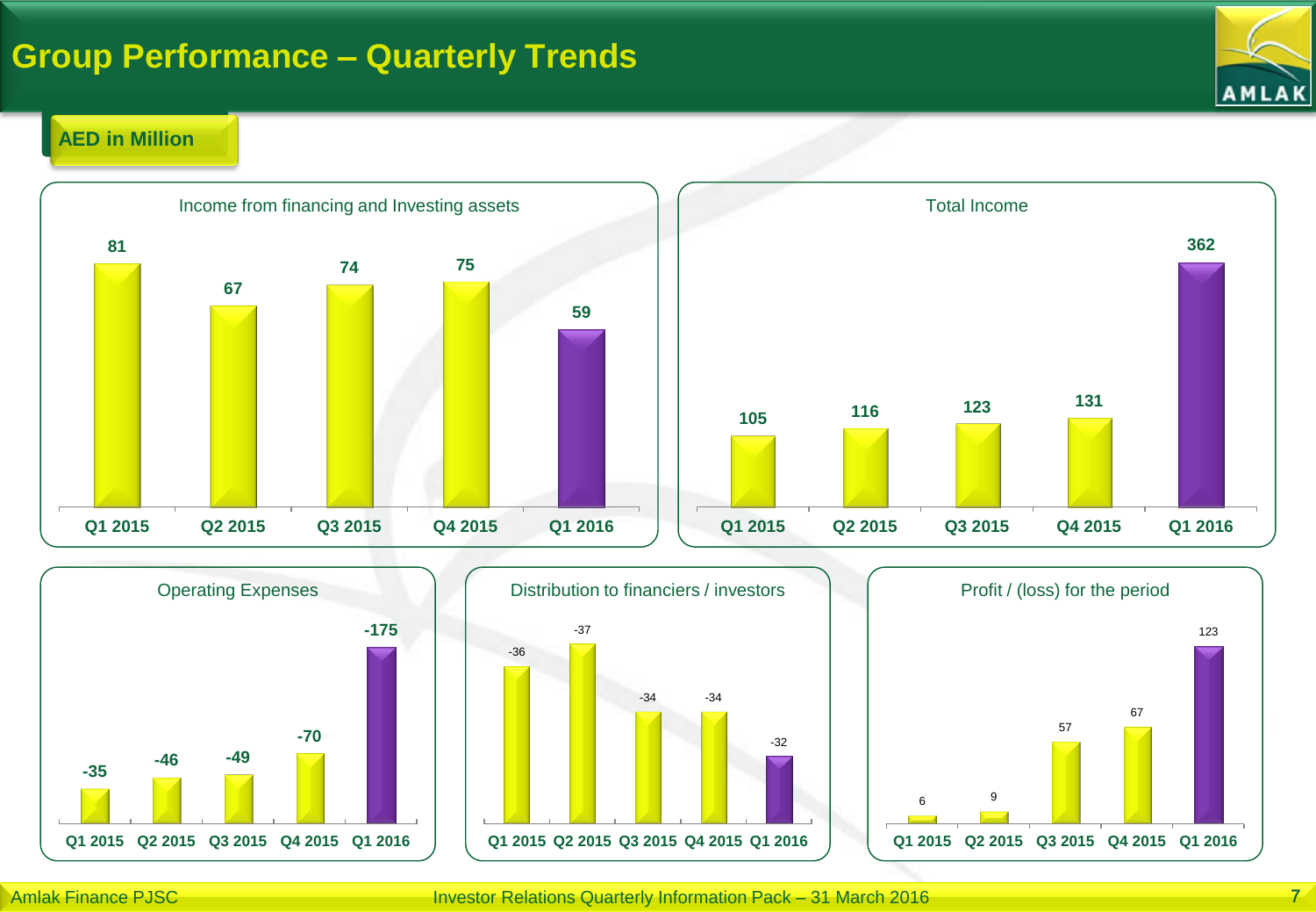# Group Performance – Quarterly Trends

**AED in Million**

### Income from financing and Investing assets

| Q1 2015 | Q2 2015 | Q3 2015 | Q4 2015 | Q1 2016 |
|---|---|---|---|---|
| 81 | 67 | 74 | 75 | 59 |

### Total Income

| Q1 2015 | Q2 2015 | Q3 2015 | Q4 2015 | Q1 2016 |
|---|---|---|---|---|
| 105 | 116 | 123 | 131 | 362 |

### Operating Expenses

| Q1 2015 | Q2 2015 | Q3 2015 | Q4 2015 | Q1 2016 |
|---|---|---|---|---|
| -35 | -46 | -49 | -70 | -175 |

### Distribution to financiers / investors

| Q1 2015 | Q2 2015 | Q3 2015 | Q4 2015 | Q1 2016 |
|---|---|---|---|---|
| -36 | -37 | -34 | -34 | -32 |

### Profit / (loss) for the period

| Q1 2015 | Q2 2015 | Q3 2015 | Q4 2015 | Q1 2016 |
|---|---|---|---|---|
| 6 | 9 | 57 | 67 | 123 |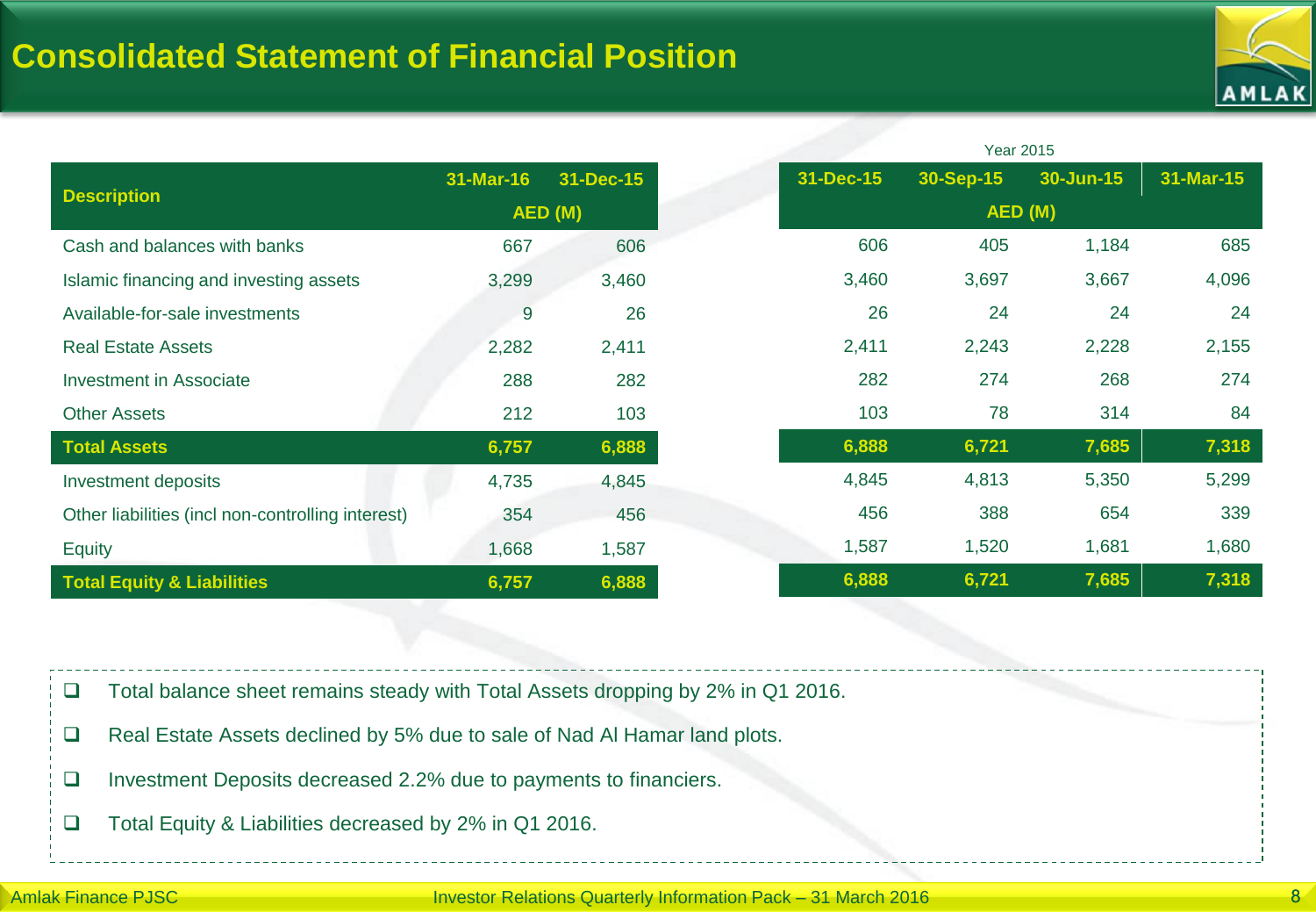# Consolidated Statement of Financial Position

| Description | 31-Mar-16 | 31-Dec-15 |
|---|---|---|
| | AED (M) | |
| Cash and balances with banks | 667 | 606 |
| Islamic financing and investing assets | 3,299 | 3,460 |
| Available-for-sale investments | 9 | 26 |
| Real Estate Assets | 2,282 | 2,411 |
| Investment in Associate | 288 | 282 |
| Other Assets | 212 | 103 |
| **Total Assets** | **6,757** | **6,888** |
| Investment deposits | 4,735 | 4,845 |
| Other liabilities (incl non-controlling interest) | 354 | 456 |
| Equity | 1,668 | 1,587 |
| **Total Equity & Liabilities** | **6,757** | **6,888** |

Year 2015

| 31-Dec-15 | 30-Sep-15 | 30-Jun-15 | 31-Mar-15 |
|---|---|---|---|
| AED (M) | | | |
| 606 | 405 | 1,184 | 685 |
| 3,460 | 3,697 | 3,667 | 4,096 |
| 26 | 24 | 24 | 24 |
| 2,411 | 2,243 | 2,228 | 2,155 |
| 282 | 274 | 268 | 274 |
| 103 | 78 | 314 | 84 |
| **6,888** | **6,721** | **7,685** | **7,318** |
| 4,845 | 4,813 | 5,350 | 5,299 |
| 456 | 388 | 654 | 339 |
| 1,587 | 1,520 | 1,681 | 1,680 |
| **6,888** | **6,721** | **7,685** | **7,318** |

- Total balance sheet remains steady with Total Assets dropping by 2% in Q1 2016.
- Real Estate Assets declined by 5% due to sale of Nad Al Hamar land plots.
- Investment Deposits decreased 2.2% due to payments to financiers.
- Total Equity & Liabilities decreased by 2% in Q1 2016.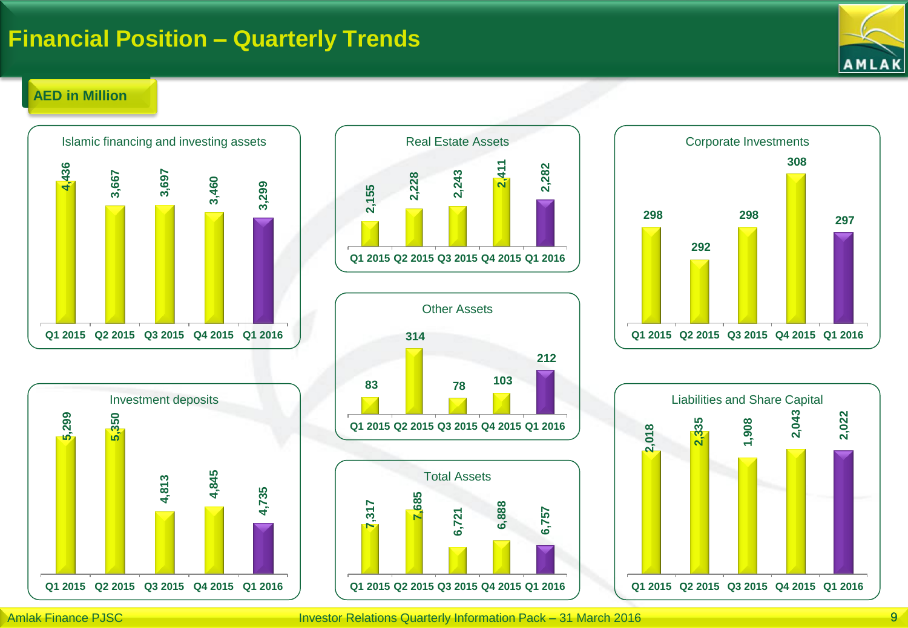# Financial Position – Quarterly Trends

**AED in Million**

### Islamic financing and investing assets

| Q1 2015 | Q2 2015 | Q3 2015 | Q4 2015 | Q1 2016 |
|---|---|---|---|---|
| 4,436 | 3,667 | 3,697 | 3,460 | 3,299 |

### Real Estate Assets

| Q1 2015 | Q2 2015 | Q3 2015 | Q4 2015 | Q1 2016 |
|---|---|---|---|---|
| 2,155 | 2,228 | 2,243 | 2,411 | 2,282 |

### Corporate Investments

| Q1 2015 | Q2 2015 | Q3 2015 | Q4 2015 | Q1 2016 |
|---|---|---|---|---|
| 298 | 292 | 298 | 308 | 297 |

### Other Assets

| Q1 2015 | Q2 2015 | Q3 2015 | Q4 2015 | Q1 2016 |
|---|---|---|---|---|
| 83 | 314 | 78 | 103 | 212 |

### Investment deposits

| Q1 2015 | Q2 2015 | Q3 2015 | Q4 2015 | Q1 2016 |
|---|---|---|---|---|
| 5,299 | 5,350 | 4,813 | 4,845 | 4,735 |

### Total Assets

| Q1 2015 | Q2 2015 | Q3 2015 | Q4 2015 | Q1 2016 |
|---|---|---|---|---|
| 7,317 | 7,685 | 6,721 | 6,888 | 6,757 |

### Liabilities and Share Capital

| Q1 2015 | Q2 2015 | Q3 2015 | Q4 2015 | Q1 2016 |
|---|---|---|---|---|
| 2,018 | 2,335 | 1,908 | 2,043 | 2,022 |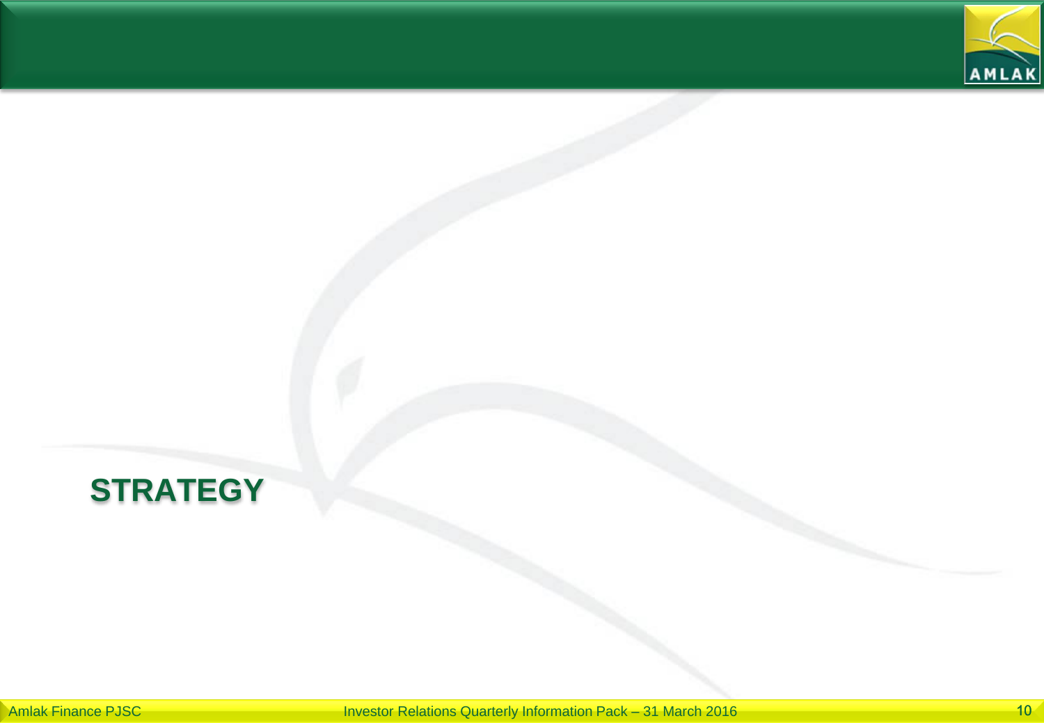# STRATEGY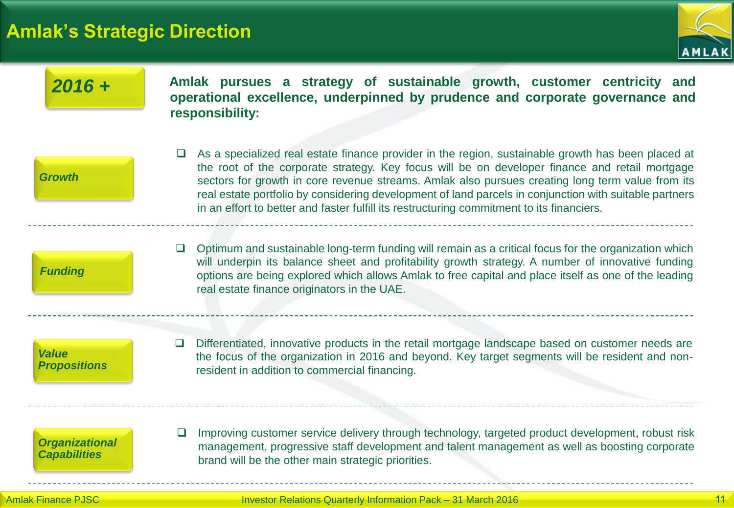# Amlak's Strategic Direction

***2016 +***

**Amlak pursues a strategy of sustainable growth, customer centricity and operational excellence, underpinned by prudence and corporate governance and responsibility:**

***Growth***

- As a specialized real estate finance provider in the region, sustainable growth has been placed at the root of the corporate strategy. Key focus will be on developer finance and retail mortgage sectors for growth in core revenue streams. Amlak also pursues creating long term value from its real estate portfolio by considering development of land parcels in conjunction with suitable partners in an effort to better and faster fulfill its restructuring commitment to its financiers.

***Funding***

- Optimum and sustainable long-term funding will remain as a critical focus for the organization which will underpin its balance sheet and profitability growth strategy. A number of innovative funding options are being explored which allows Amlak to free capital and place itself as one of the leading real estate finance originators in the UAE.

***Value Propositions***

- Differentiated, innovative products in the retail mortgage landscape based on customer needs are the focus of the organization in 2016 and beyond. Key target segments will be resident and non-resident in addition to commercial financing.

***Organizational Capabilities***

- Improving customer service delivery through technology, targeted product development, robust risk management, progressive staff development and talent management as well as boosting corporate brand will be the other main strategic priorities.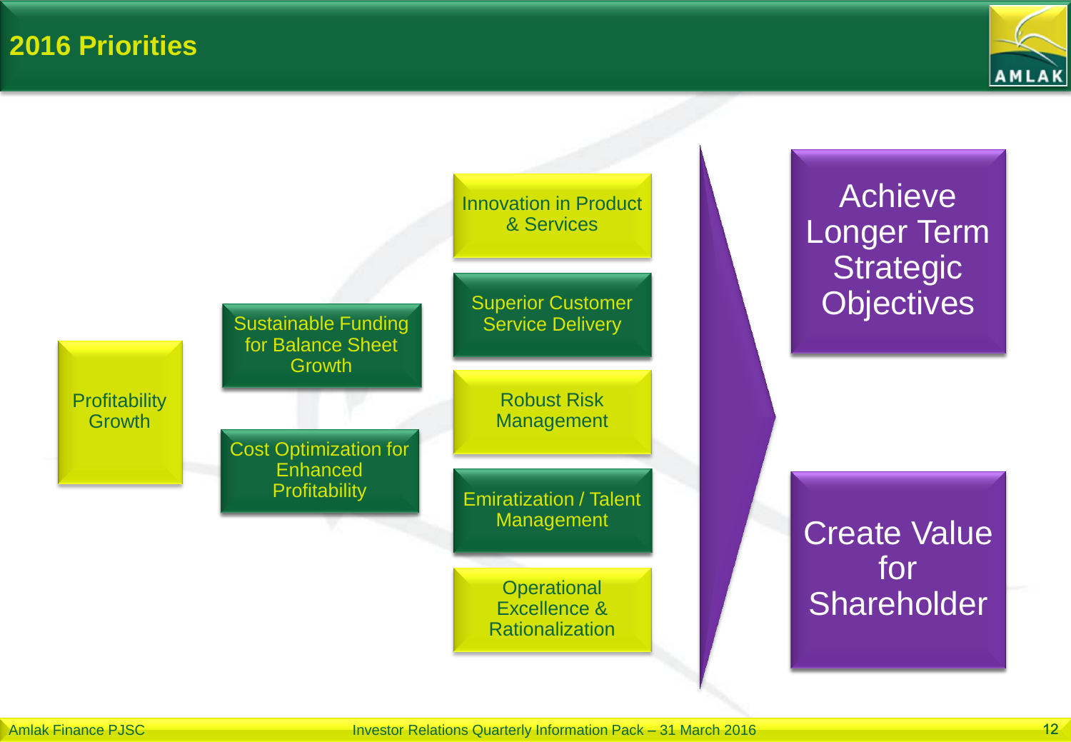# 2016 Priorities

- Profitability Growth
  - Sustainable Funding for Balance Sheet Growth
  - Cost Optimization for Enhanced Profitability
    - Innovation in Product & Services
    - Superior Customer Service Delivery
    - Robust Risk Management
    - Emiratization / Talent Management
    - Operational Excellence & Rationalization

- Achieve Longer Term Strategic Objectives
- Create Value for Shareholder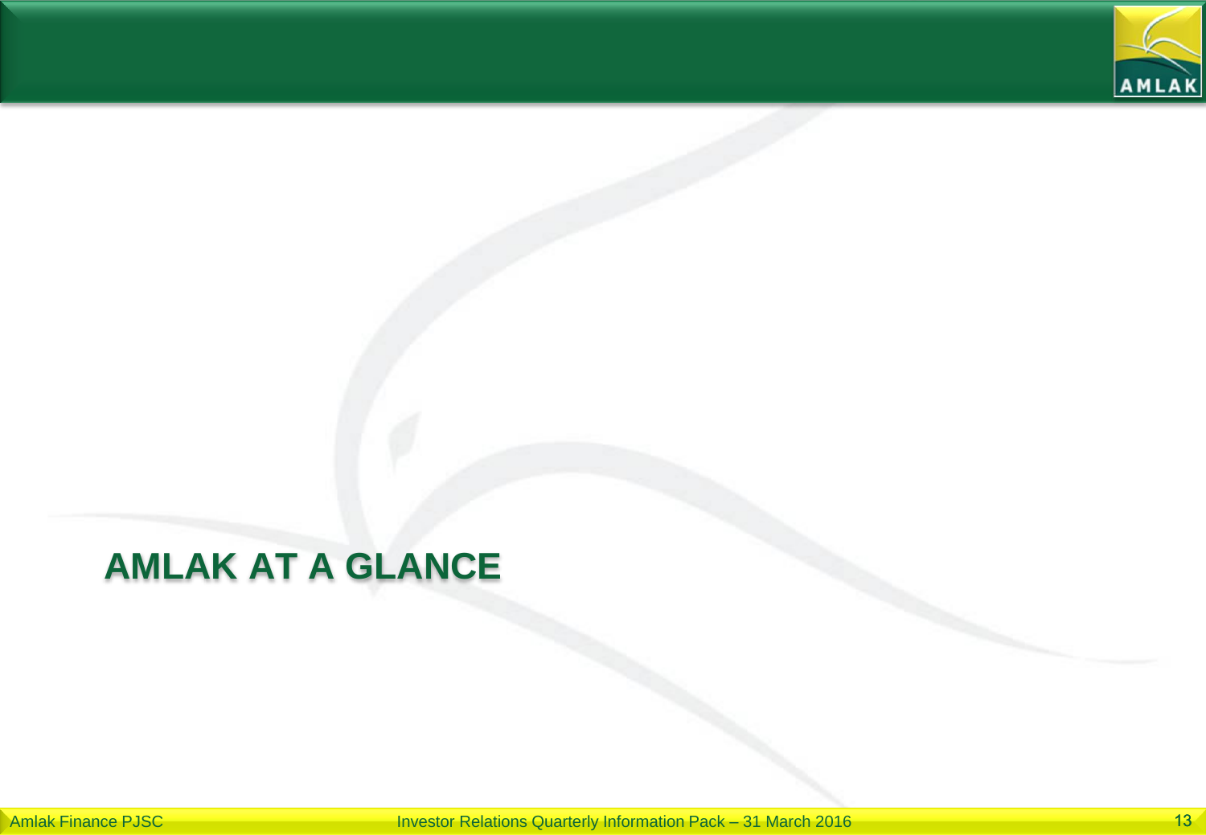# AMLAK AT A GLANCE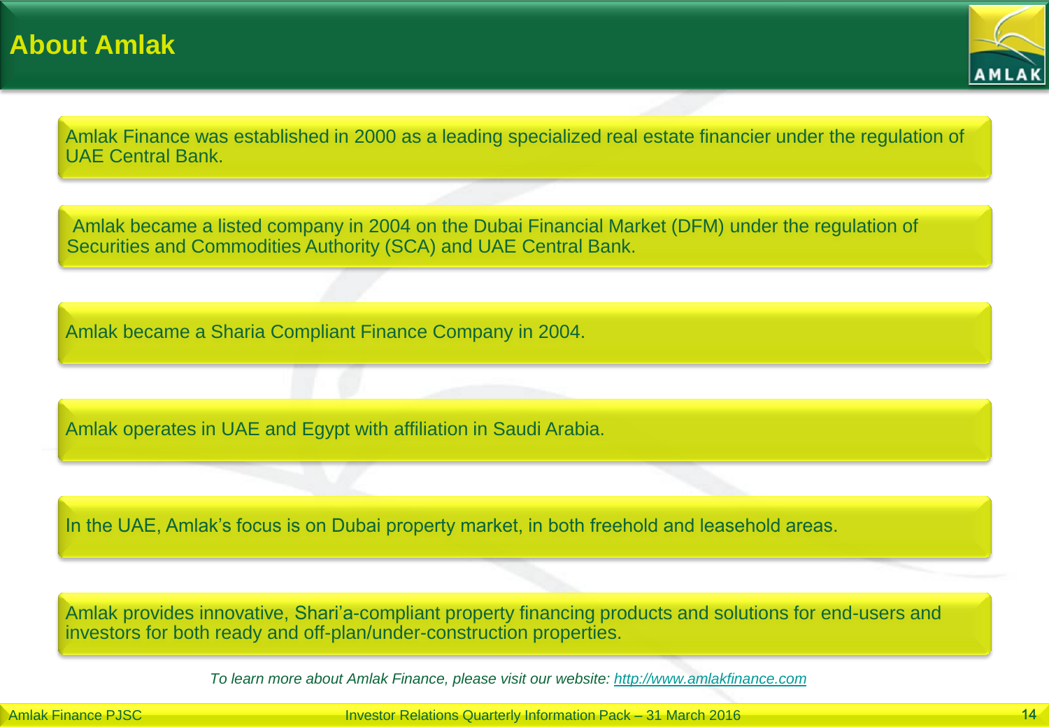# About Amlak

Amlak Finance was established in 2000 as a leading specialized real estate financier under the regulation of UAE Central Bank.

Amlak became a listed company in 2004 on the Dubai Financial Market (DFM) under the regulation of Securities and Commodities Authority (SCA) and UAE Central Bank.

Amlak became a Sharia Compliant Finance Company in 2004.

Amlak operates in UAE and Egypt with affiliation in Saudi Arabia.

In the UAE, Amlak's focus is on Dubai property market, in both freehold and leasehold areas.

Amlak provides innovative, Shari'a-compliant property financing products and solutions for end-users and investors for both ready and off-plan/under-construction properties.

*To learn more about Amlak Finance, please visit our website: [http://www.amlakfinance.com](http://www.amlakfinance.com)*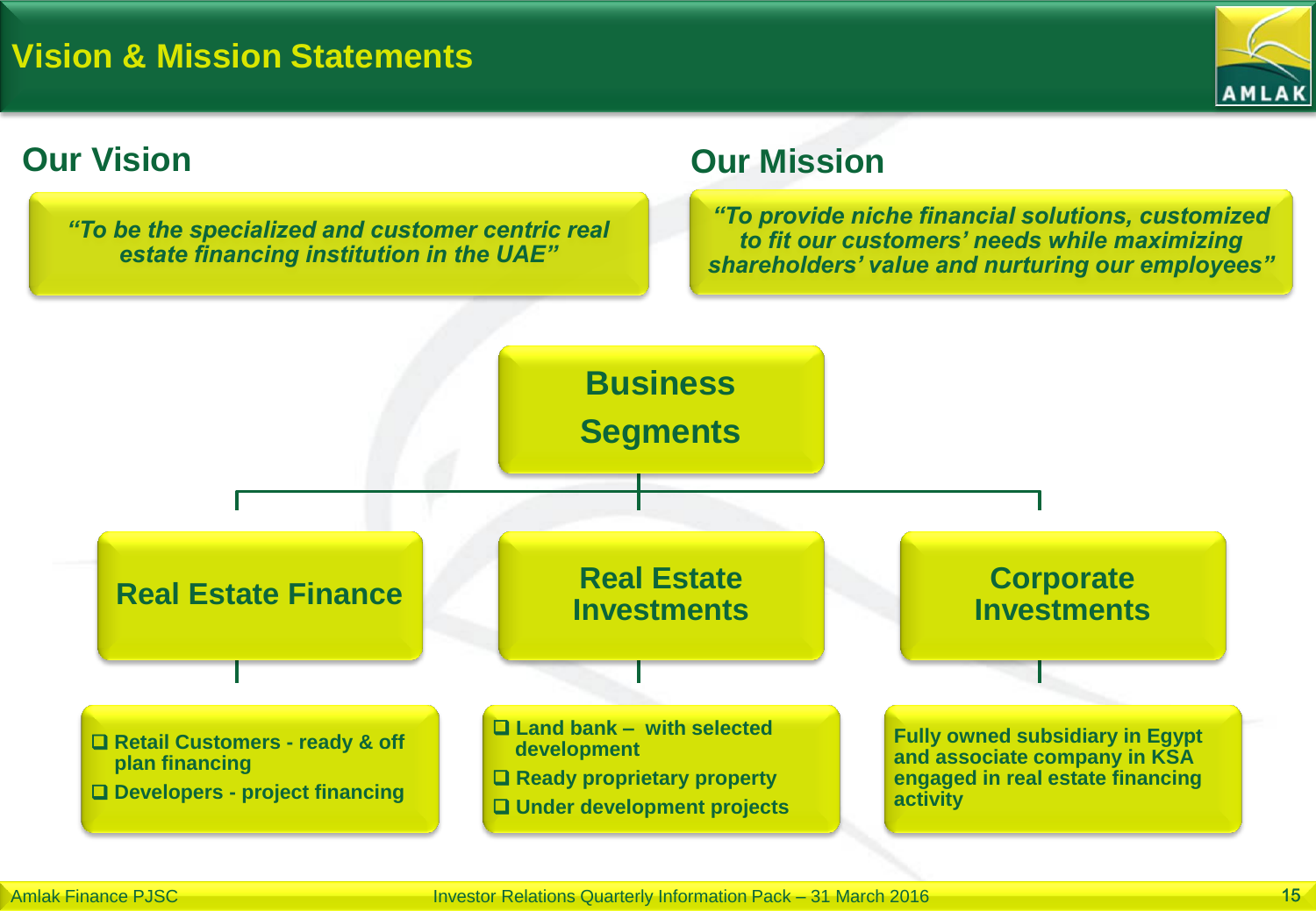# Vision & Mission Statements

## Our Vision

*"To be the specialized and customer centric real estate financing institution in the UAE"*

## Our Mission

*"To provide niche financial solutions, customized to fit our customers' needs while maximizing shareholders' value and nurturing our employees"*

## Business Segments

### Real Estate Finance

- Retail Customers - ready & off plan financing
- Developers - project financing

### Real Estate Investments

- Land bank – with selected development
- Ready proprietary property
- Under development projects

### Corporate Investments

Fully owned subsidiary in Egypt and associate company in KSA engaged in real estate financing activity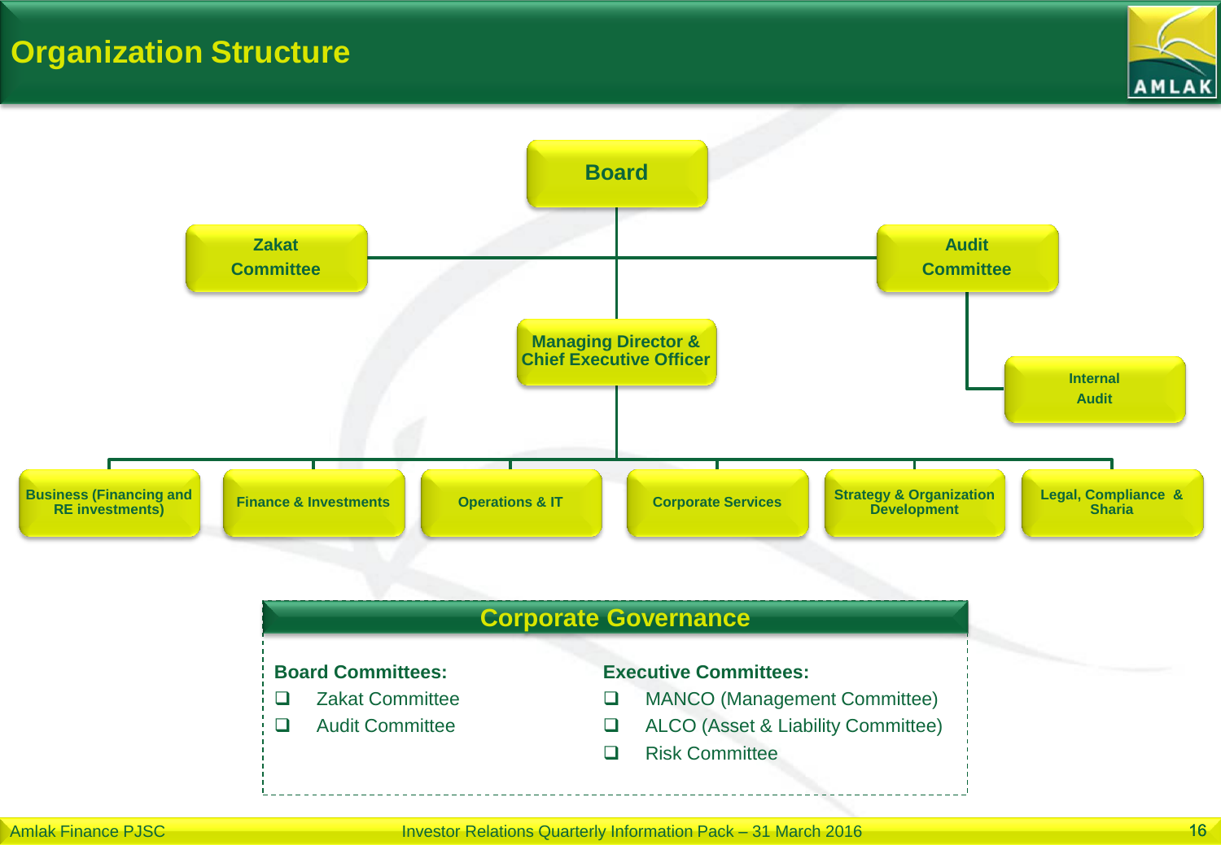# Organization Structure

- Board
  - Zakat Committee
  - Audit Committee
    - Internal Audit
  - Managing Director & Chief Executive Officer
    - Business (Financing and RE investments)
    - Finance & Investments
    - Operations & IT
    - Corporate Services
    - Strategy & Organization Development
    - Legal, Compliance & Sharia

## Corporate Governance

**Board Committees:**

- Zakat Committee
- Audit Committee

**Executive Committees:**

- MANCO (Management Committee)
- ALCO (Asset & Liability Committee)
- Risk Committee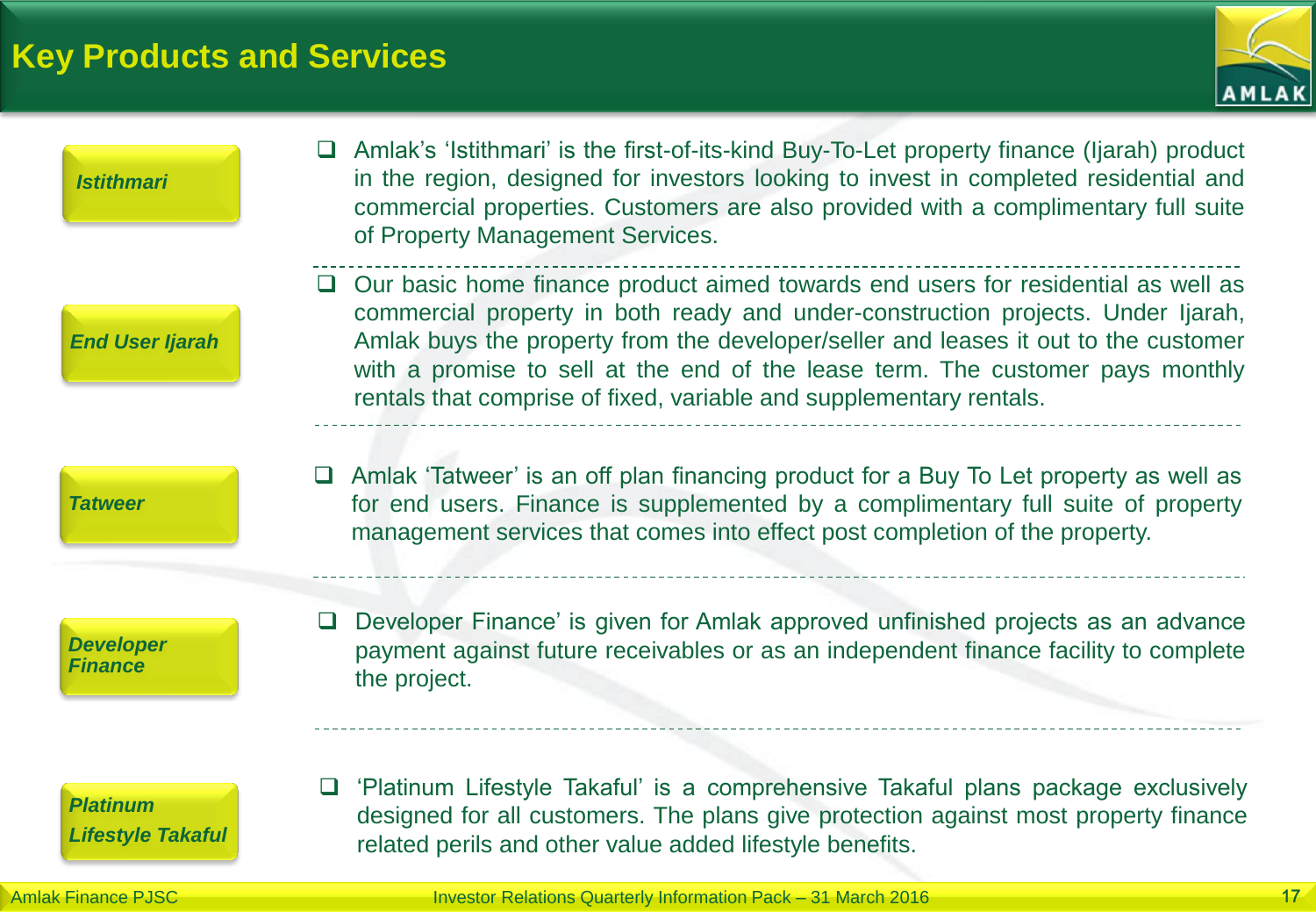# Key Products and Services

**Istithmari**

- Amlak's 'Istithmari' is the first-of-its-kind Buy-To-Let property finance (Ijarah) product in the region, designed for investors looking to invest in completed residential and commercial properties. Customers are also provided with a complimentary full suite of Property Management Services.

---

**End User Ijarah**

- Our basic home finance product aimed towards end users for residential as well as commercial property in both ready and under-construction projects. Under Ijarah, Amlak buys the property from the developer/seller and leases it out to the customer with a promise to sell at the end of the lease term. The customer pays monthly rentals that comprise of fixed, variable and supplementary rentals.

---

**Tatweer**

- Amlak 'Tatweer' is an off plan financing product for a Buy To Let property as well as for end users. Finance is supplemented by a complimentary full suite of property management services that comes into effect post completion of the property.

---

**Developer Finance**

- Developer Finance' is given for Amlak approved unfinished projects as an advance payment against future receivables or as an independent finance facility to complete the project.

---

**Platinum Lifestyle Takaful**

- 'Platinum Lifestyle Takaful' is a comprehensive Takaful plans package exclusively designed for all customers. The plans give protection against most property finance related perils and other value added lifestyle benefits.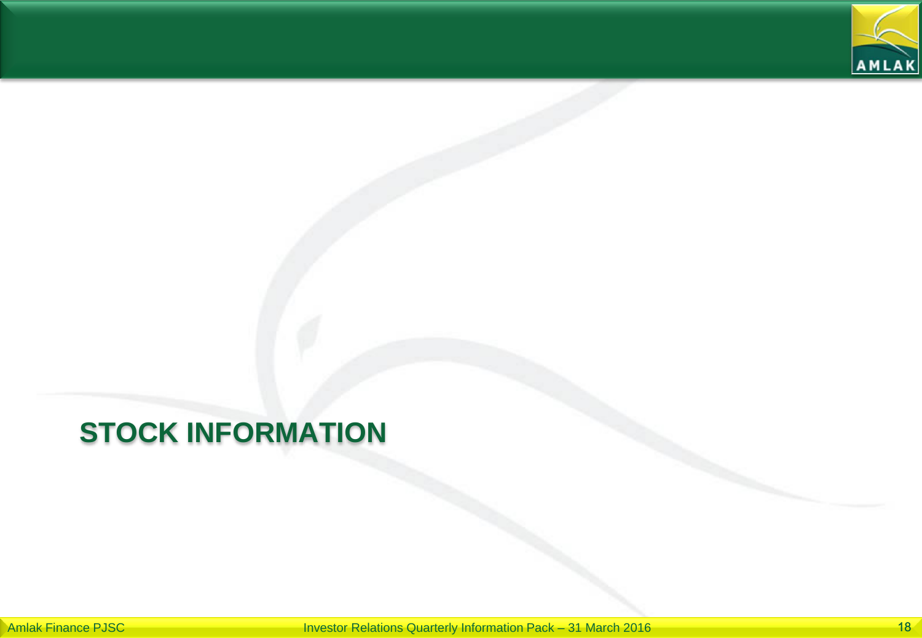# STOCK INFORMATION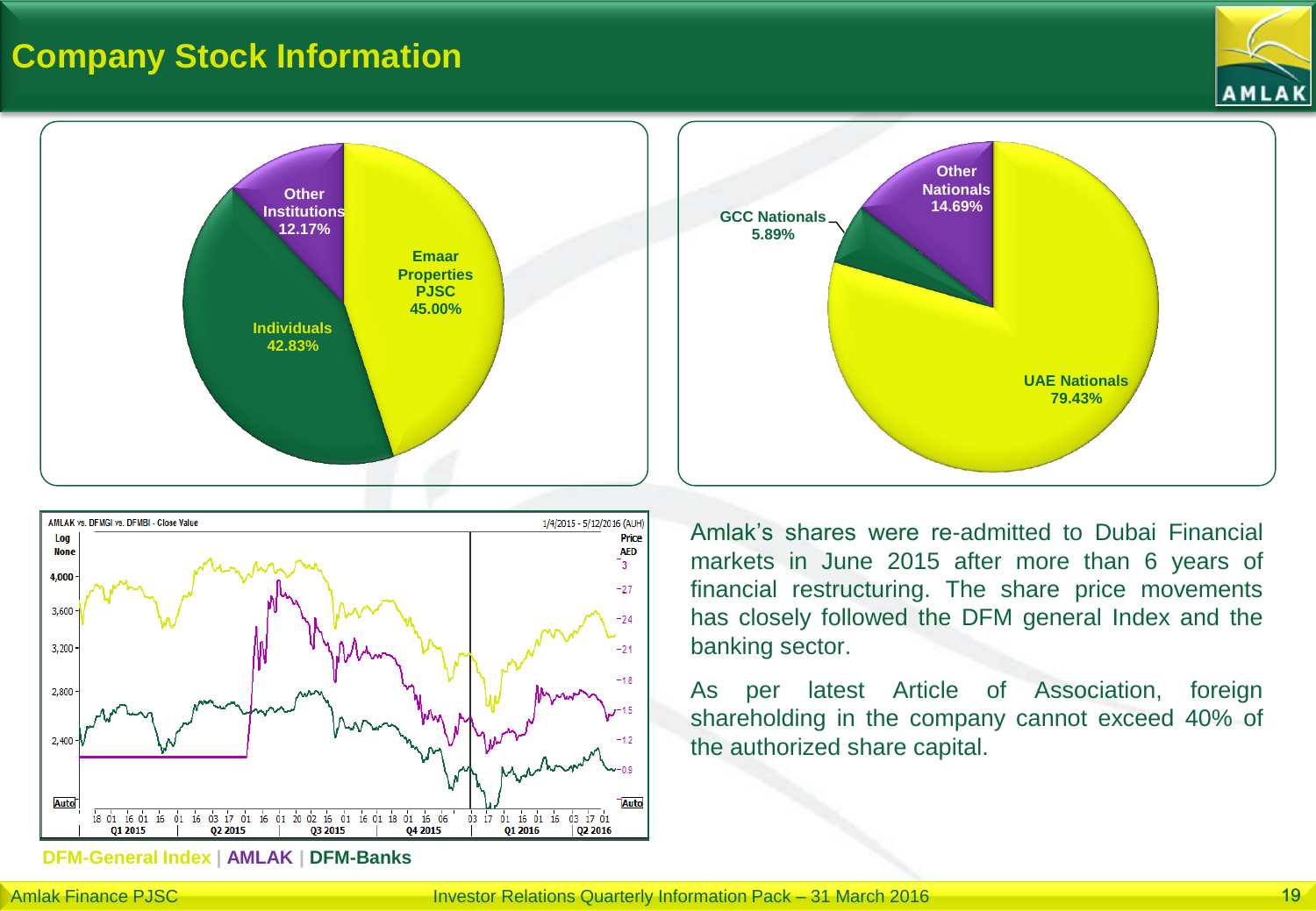# Company Stock Information

Other Institutions 12.17%

Emaar Properties PJSC 45.00%

Individuals 42.83%

Other Nationals 14.69%

GCC Nationals 5.89%

UAE Nationals 79.43%

AMLAK vs. DFMGI vs. DFMBI - Close Value

1/4/2015 - 5/12/2016 (AUH)

Log

None

Price

AED

4,000

3,600

3,200

2,800

2,400

3

2.7

2.4

2.1

1.8

1.5

1.2

0.9

Auto

Auto

Q1 2015 | Q2 2015 | Q3 2015 | Q4 2015 | Q1 2016 | Q2 2016

DFM-General Index | AMLAK | DFM-Banks

Amlak's shares were re-admitted to Dubai Financial markets in June 2015 after more than 6 years of financial restructuring. The share price movements has closely followed the DFM general Index and the banking sector.

As per latest Article of Association, foreign shareholding in the company cannot exceed 40% of the authorized share capital.